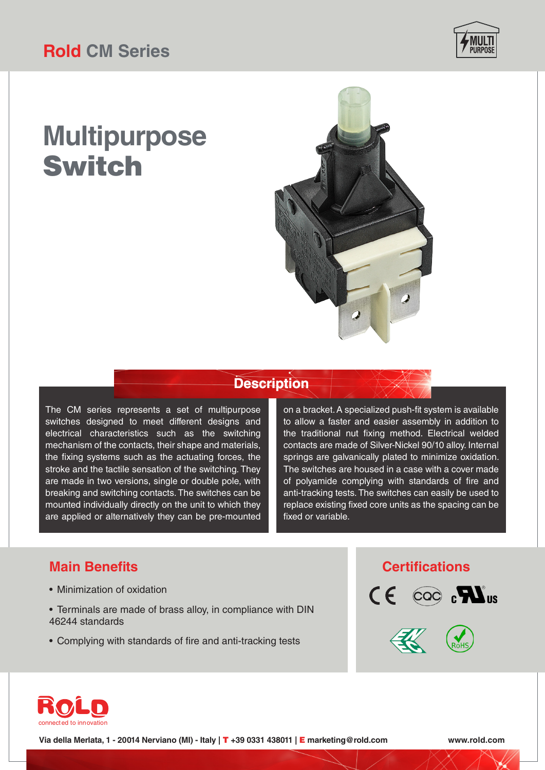# Rold CM Series

# Multipurpose Switch

## Description

The CM series represents a set of multipurpose switches designed to meet different designs and electrical characteristics such as the switching mechanism of the contacts, their shape and materials, the fixing systems such as the actuating forces, the stroke and the tactile sensation of the switching. They are made in two versions, single or double pole, with breaking and switching contacts. The switches can be mounted individually directly on the unit to which they are applied or alternatively they can be pre-mounted on a bracket. A specialized push-fit system is available to allow a faster and easier assembly in addition to the traditional nut fixing method. Electrical welded contacts are made of Silver-Nickel 90/10 alloy. Internal springs are galvanically plated to minimize oxidation. The switches are housed in a case with a cover made of polyamide complying with standards of fire and anti-tracking tests. The switches can easily be used to replace existing fixed core units as the spacing can be fixed or variable.

## Main Benefits

- Minimization of oxidation
- Terminals are made of brass alloy, in compliance with DIN 46244 standards
- Complying with standards of fire and anti-tracking tests

## Certifications

CE, CQC, cULus, ENEC, RoHS

connected to innovation

Via della Merlata, 1 - 20014 Nerviano (MI) - Italy | T +39 0331 438011 | E marketing@rold.com www.rold.com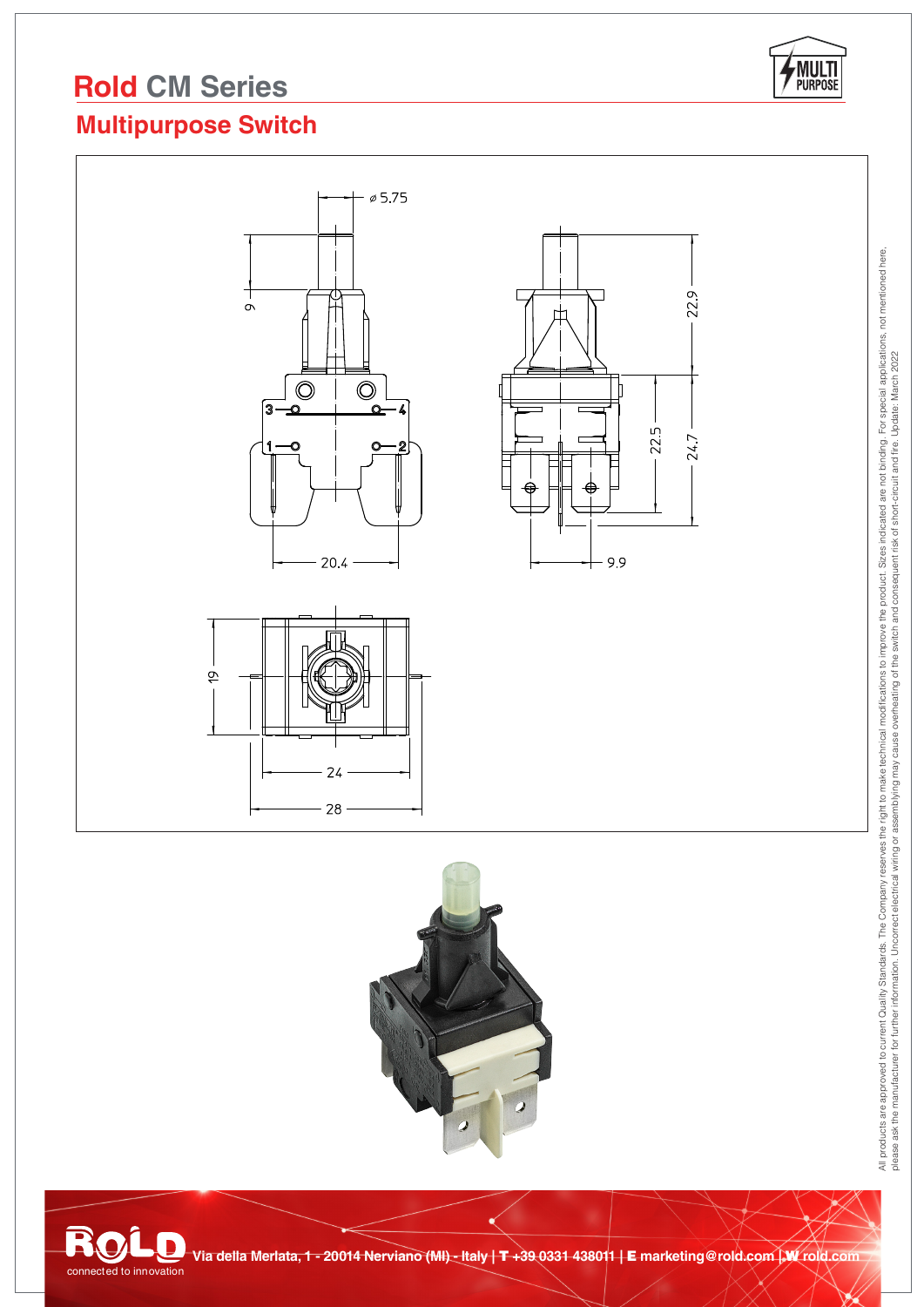# Rold CM Series

## Multipurpose Switch

ø 5.75

9

22.9

22.5

24.7

20.4

9.9

19

24

28

All products are approved to current Quality Standards. The Company reserves the right to make technical modifications to improve the product. Sizes indicated are not binding. For special applications, not mentioned here, please ask the manufacturer for further information. Uncorrect electrical wiring or assemblying may cause overheating of the switch and consequent risk of short-circuit and fire. Update: March 2022

Via della Merlata, 1 - 20014 Nerviano (MI) - Italy | T +39 0331 438011 | E marketing@rold.com | W rold.com